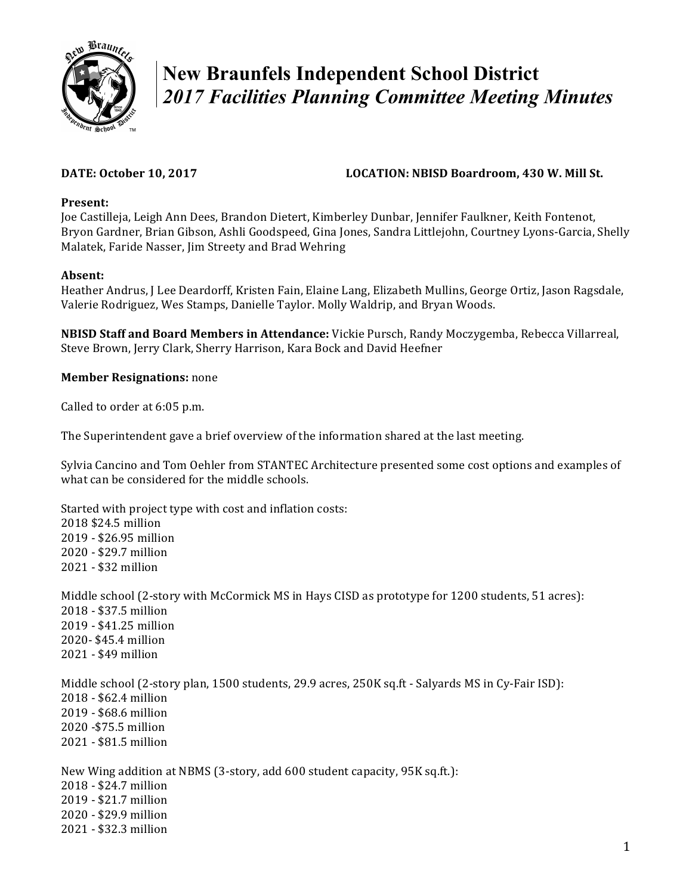# New Braunfels Independent School District
## *2017 Facilities Planning Committee Meeting Minutes*

**DATE: October 10, 2017** **LOCATION: NBISD Boardroom, 430 W. Mill St.**

**Present:**
Joe Castilleja, Leigh Ann Dees, Brandon Dietert, Kimberley Dunbar, Jennifer Faulkner, Keith Fontenot, Bryon Gardner, Brian Gibson, Ashli Goodspeed, Gina Jones, Sandra Littlejohn, Courtney Lyons-Garcia, Shelly Malatek, Faride Nasser, Jim Streety and Brad Wehring

**Absent:**
Heather Andrus, J Lee Deardorff, Kristen Fain, Elaine Lang, Elizabeth Mullins, George Ortiz, Jason Ragsdale, Valerie Rodriguez, Wes Stamps, Danielle Taylor. Molly Waldrip, and Bryan Woods.

**NBISD Staff and Board Members in Attendance:** Vickie Pursch, Randy Moczygemba, Rebecca Villarreal, Steve Brown, Jerry Clark, Sherry Harrison, Kara Bock and David Heefner

**Member Resignations:** none

Called to order at 6:05 p.m.

The Superintendent gave a brief overview of the information shared at the last meeting.

Sylvia Cancino and Tom Oehler from STANTEC Architecture presented some cost options and examples of what can be considered for the middle schools.

Started with project type with cost and inflation costs:
2018 $24.5 million
2019 - $26.95 million
2020 - $29.7 million
2021 - $32 million

Middle school (2-story with McCormick MS in Hays CISD as prototype for 1200 students, 51 acres):
2018 - $37.5 million
2019 - $41.25 million
2020- $45.4 million
2021 - $49 million

Middle school (2-story plan, 1500 students, 29.9 acres, 250K sq.ft - Salyards MS in Cy-Fair ISD):
2018 - $62.4 million
2019 - $68.6 million
2020 -$75.5 million
2021 - $81.5 million

New Wing addition at NBMS (3-story, add 600 student capacity, 95K sq.ft.):
2018 - $24.7 million
2019 - $21.7 million
2020 - $29.9 million
2021 - $32.3 million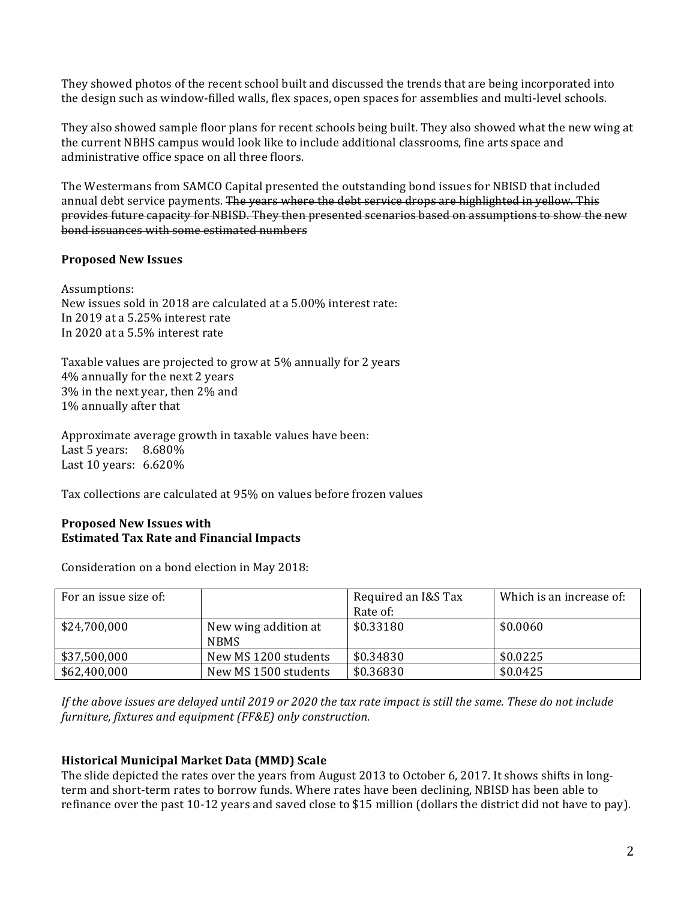They showed photos of the recent school built and discussed the trends that are being incorporated into the design such as window-filled walls, flex spaces, open spaces for assemblies and multi-level schools.

They also showed sample floor plans for recent schools being built. They also showed what the new wing at the current NBHS campus would look like to include additional classrooms, fine arts space and administrative office space on all three floors.

The Westermans from SAMCO Capital presented the outstanding bond issues for NBISD that included annual debt service payments. ~~The years where the debt service drops are highlighted in yellow. This provides future capacity for NBISD. They then presented scenarios based on assumptions to show the new bond issuances with some estimated numbers~~

**Proposed New Issues**

Assumptions:
New issues sold in 2018 are calculated at a 5.00% interest rate:
In 2019 at a 5.25% interest rate
In 2020 at a 5.5% interest rate

Taxable values are projected to grow at 5% annually for 2 years
4% annually for the next 2 years
3% in the next year, then 2% and
1% annually after that

Approximate average growth in taxable values have been:
Last 5 years: 8.680%
Last 10 years: 6.620%

Tax collections are calculated at 95% on values before frozen values

**Proposed New Issues with**
**Estimated Tax Rate and Financial Impacts**

Consideration on a bond election in May 2018:

| For an issue size of: | | Required an I&S Tax Rate of: | Which is an increase of: |
|---|---|---|---|
| $24,700,000 | New wing addition at NBMS | $0.33180 | $0.0060 |
| $37,500,000 | New MS 1200 students | $0.34830 | $0.0225 |
| $62,400,000 | New MS 1500 students | $0.36830 | $0.0425 |

*If the above issues are delayed until 2019 or 2020 the tax rate impact is still the same. These do not include furniture, fixtures and equipment (FF&E) only construction.*

**Historical Municipal Market Data (MMD) Scale**
The slide depicted the rates over the years from August 2013 to October 6, 2017. It shows shifts in long-term and short-term rates to borrow funds. Where rates have been declining, NBISD has been able to refinance over the past 10-12 years and saved close to $15 million (dollars the district did not have to pay).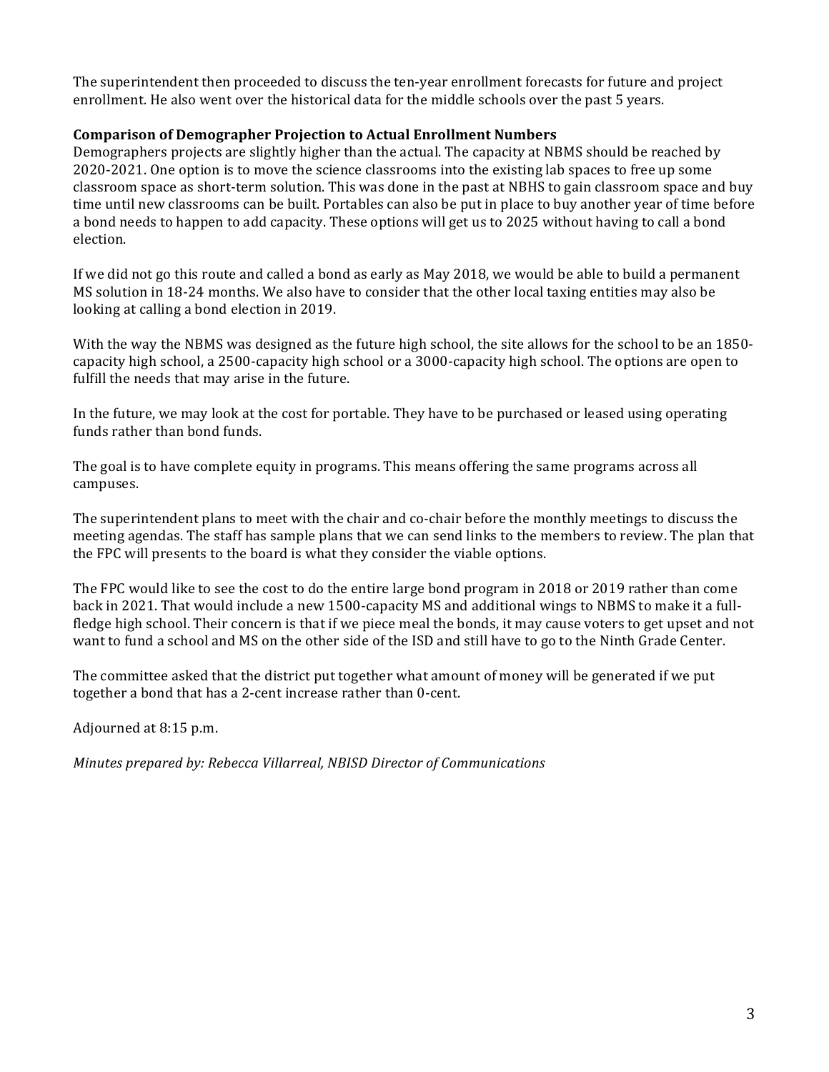The superintendent then proceeded to discuss the ten-year enrollment forecasts for future and project enrollment. He also went over the historical data for the middle schools over the past 5 years.

**Comparison of Demographer Projection to Actual Enrollment Numbers**
Demographers projects are slightly higher than the actual. The capacity at NBMS should be reached by 2020-2021. One option is to move the science classrooms into the existing lab spaces to free up some classroom space as short-term solution. This was done in the past at NBHS to gain classroom space and buy time until new classrooms can be built. Portables can also be put in place to buy another year of time before a bond needs to happen to add capacity. These options will get us to 2025 without having to call a bond election.

If we did not go this route and called a bond as early as May 2018, we would be able to build a permanent MS solution in 18-24 months. We also have to consider that the other local taxing entities may also be looking at calling a bond election in 2019.

With the way the NBMS was designed as the future high school, the site allows for the school to be an 1850-capacity high school, a 2500-capacity high school or a 3000-capacity high school. The options are open to fulfill the needs that may arise in the future.

In the future, we may look at the cost for portable. They have to be purchased or leased using operating funds rather than bond funds.

The goal is to have complete equity in programs. This means offering the same programs across all campuses.

The superintendent plans to meet with the chair and co-chair before the monthly meetings to discuss the meeting agendas. The staff has sample plans that we can send links to the members to review. The plan that the FPC will presents to the board is what they consider the viable options.

The FPC would like to see the cost to do the entire large bond program in 2018 or 2019 rather than come back in 2021. That would include a new 1500-capacity MS and additional wings to NBMS to make it a full-fledge high school. Their concern is that if we piece meal the bonds, it may cause voters to get upset and not want to fund a school and MS on the other side of the ISD and still have to go to the Ninth Grade Center.

The committee asked that the district put together what amount of money will be generated if we put together a bond that has a 2-cent increase rather than 0-cent.

Adjourned at 8:15 p.m.

*Minutes prepared by: Rebecca Villarreal, NBISD Director of Communications*